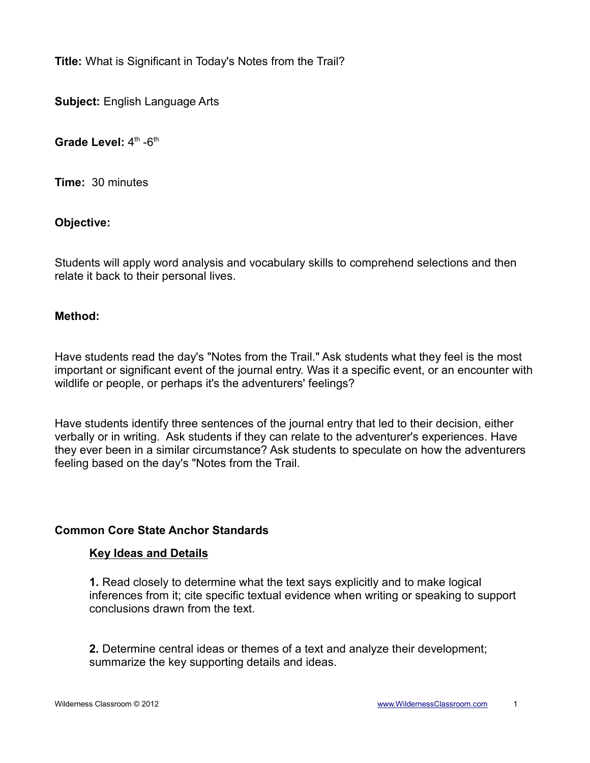**Title:** What is Significant in Today's Notes from the Trail?

**Subject:** English Language Arts

**Grade Level:** 4th -6th

**Time:** 30 minutes

**Objective:**

Students will apply word analysis and vocabulary skills to comprehend selections and then relate it back to their personal lives.

**Method:**

Have students read the day's "Notes from the Trail." Ask students what they feel is the most important or significant event of the journal entry. Was it a specific event, or an encounter with wildlife or people, or perhaps it's the adventurers' feelings?

Have students identify three sentences of the journal entry that led to their decision, either verbally or in writing. Ask students if they can relate to the adventurer's experiences. Have they ever been in a similar circumstance? Ask students to speculate on how the adventurers feeling based on the day's "Notes from the Trail.

**Common Core State Anchor Standards**

**Key Ideas and Details**

**1.** Read closely to determine what the text says explicitly and to make logical inferences from it; cite specific textual evidence when writing or speaking to support conclusions drawn from the text.

**2.** Determine central ideas or themes of a text and analyze their development; summarize the key supporting details and ideas.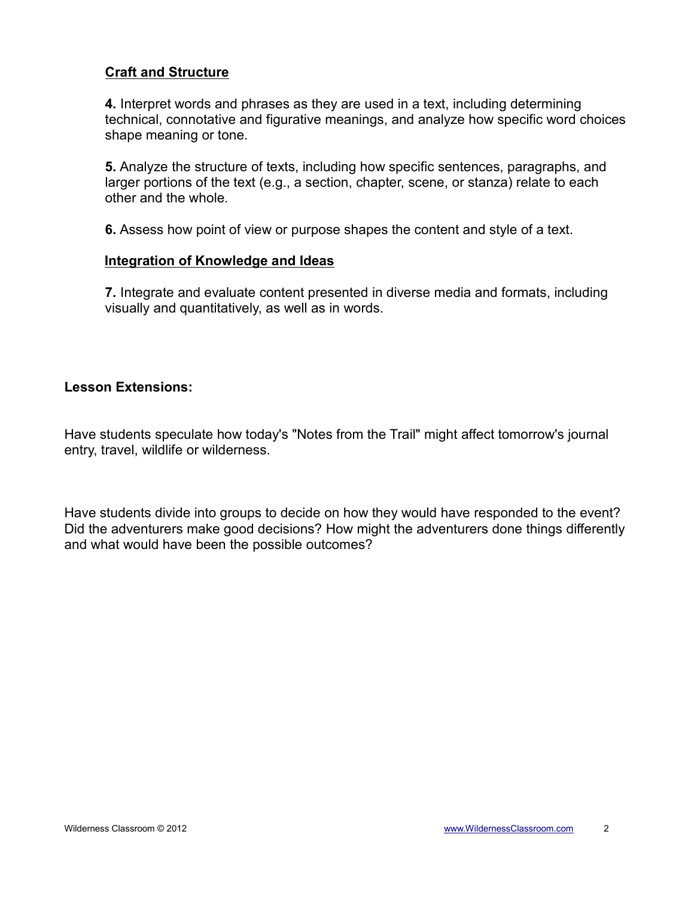**Craft and Structure**

**4.** Interpret words and phrases as they are used in a text, including determining technical, connotative and figurative meanings, and analyze how specific word choices shape meaning or tone.

**5.** Analyze the structure of texts, including how specific sentences, paragraphs, and larger portions of the text (e.g., a section, chapter, scene, or stanza) relate to each other and the whole.

**6.** Assess how point of view or purpose shapes the content and style of a text.

**Integration of Knowledge and Ideas**

**7.** Integrate and evaluate content presented in diverse media and formats, including visually and quantitatively, as well as in words.

**Lesson Extensions:**

Have students speculate how today's "Notes from the Trail" might affect tomorrow's journal entry, travel, wildlife or wilderness.

Have students divide into groups to decide on how they would have responded to the event? Did the adventurers make good decisions? How might the adventurers done things differently and what would have been the possible outcomes?